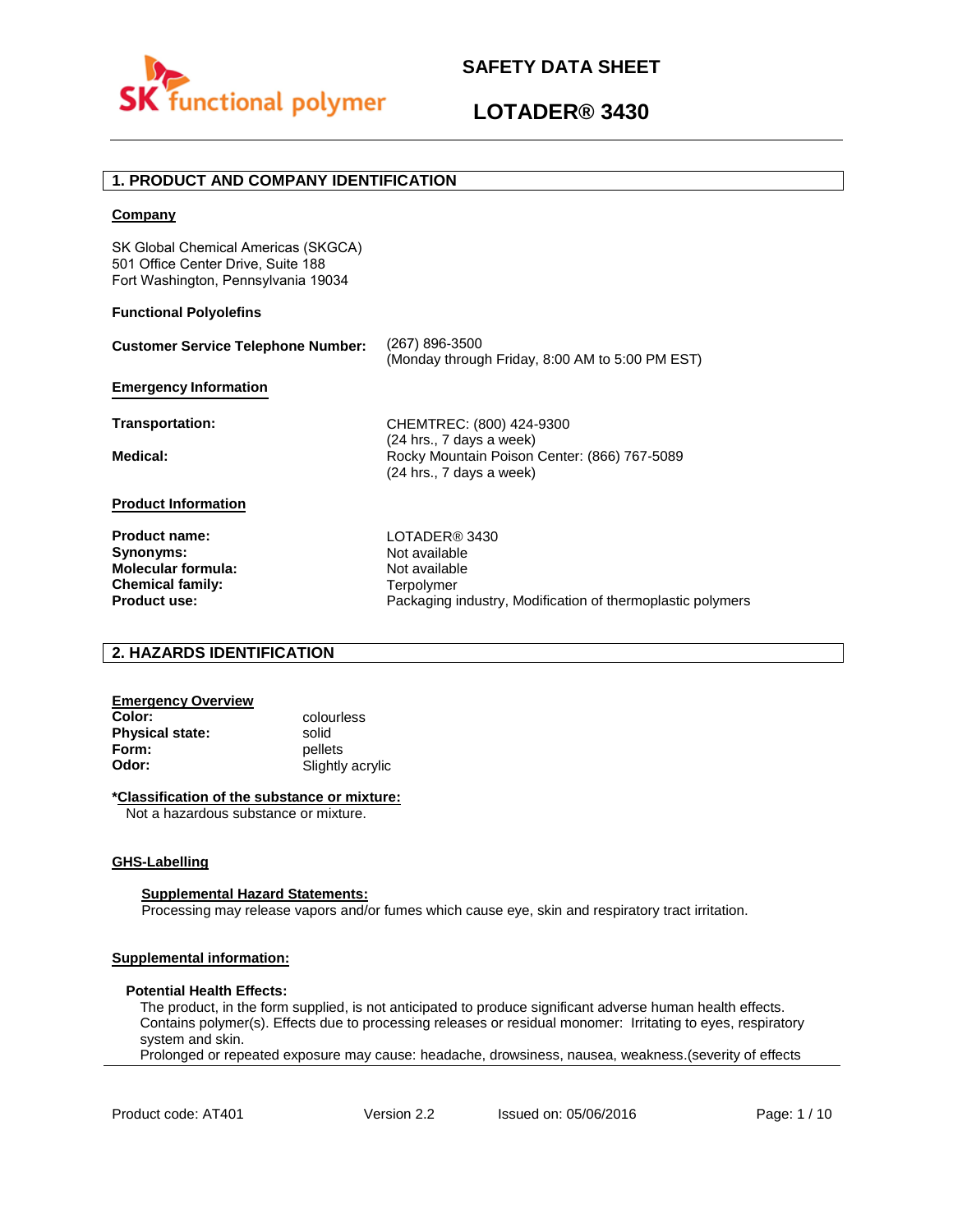# SAFETY DATA SHEET

# LOTADER® 3430

## 1. PRODUCT AND COMPANY IDENTIFICATION

**Company**

SK Global Chemical Americas (SKGCA)
501 Office Center Drive, Suite 188
Fort Washington, Pennsylvania 19034

**Functional Polyolefins**

**Customer Service Telephone Number:** (267) 896-3500
(Monday through Friday, 8:00 AM to 5:00 PM EST)

**Emergency Information**

**Transportation:** CHEMTREC: (800) 424-9300
(24 hrs., 7 days a week)

**Medical:** Rocky Mountain Poison Center: (866) 767-5089
(24 hrs., 7 days a week)

**Product Information**

| | |
|---|---|
| **Product name:** | LOTADER® 3430 |
| **Synonyms:** | Not available |
| **Molecular formula:** | Not available |
| **Chemical family:** | Terpolymer |
| **Product use:** | Packaging industry, Modification of thermoplastic polymers |

## 2. HAZARDS IDENTIFICATION

**Emergency Overview**

| | |
|---|---|
| **Color:** | colourless |
| **Physical state:** | solid |
| **Form:** | pellets |
| **Odor:** | Slightly acrylic |

**\*Classification of the substance or mixture:**
Not a hazardous substance or mixture.

**GHS-Labelling**

**Supplemental Hazard Statements:**
Processing may release vapors and/or fumes which cause eye, skin and respiratory tract irritation.

**Supplemental information:**

**Potential Health Effects:**
The product, in the form supplied, is not anticipated to produce significant adverse human health effects. Contains polymer(s). Effects due to processing releases or residual monomer: Irritating to eyes, respiratory system and skin.
Prolonged or repeated exposure may cause: headache, drowsiness, nausea, weakness.(severity of effects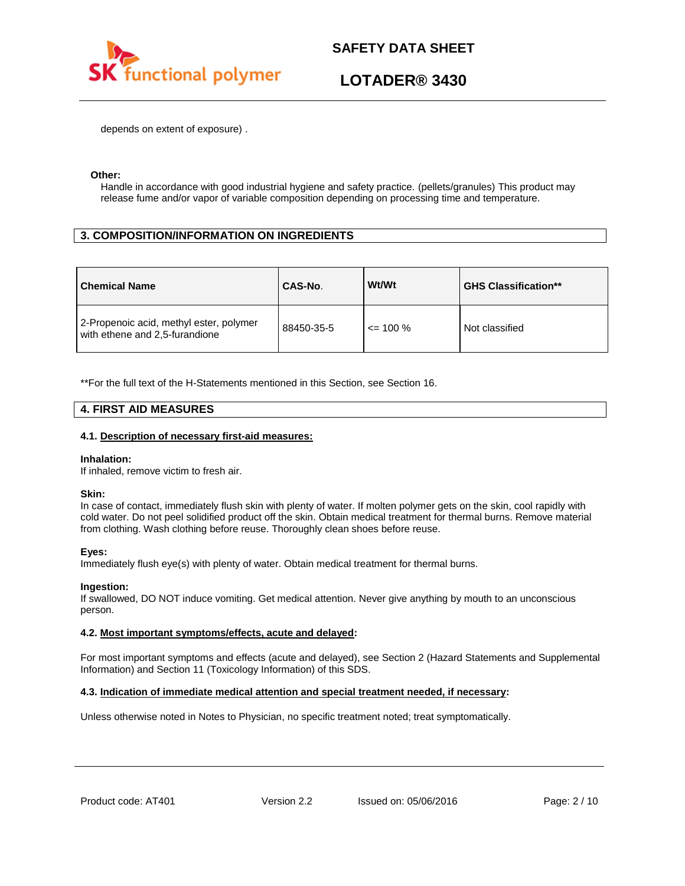depends on extent of exposure) .

**Other:**

Handle in accordance with good industrial hygiene and safety practice. (pellets/granules) This product may release fume and/or vapor of variable composition depending on processing time and temperature.

## 3. COMPOSITION/INFORMATION ON INGREDIENTS

| Chemical Name | CAS-No. | Wt/Wt | GHS Classification** |
|---|---|---|---|
| 2-Propenoic acid, methyl ester, polymer with ethene and 2,5-furandione | 88450-35-5 | <= 100 % | Not classified |

**For the full text of the H-Statements mentioned in this Section, see Section 16.

## 4. FIRST AID MEASURES

### 4.1. Description of necessary first-aid measures:

**Inhalation:**
If inhaled, remove victim to fresh air.

**Skin:**
In case of contact, immediately flush skin with plenty of water. If molten polymer gets on the skin, cool rapidly with cold water. Do not peel solidified product off the skin. Obtain medical treatment for thermal burns. Remove material from clothing. Wash clothing before reuse. Thoroughly clean shoes before reuse.

**Eyes:**
Immediately flush eye(s) with plenty of water. Obtain medical treatment for thermal burns.

**Ingestion:**
If swallowed, DO NOT induce vomiting. Get medical attention. Never give anything by mouth to an unconscious person.

### 4.2. Most important symptoms/effects, acute and delayed:

For most important symptoms and effects (acute and delayed), see Section 2 (Hazard Statements and Supplemental Information) and Section 11 (Toxicology Information) of this SDS.

### 4.3. Indication of immediate medical attention and special treatment needed, if necessary:

Unless otherwise noted in Notes to Physician, no specific treatment noted; treat symptomatically.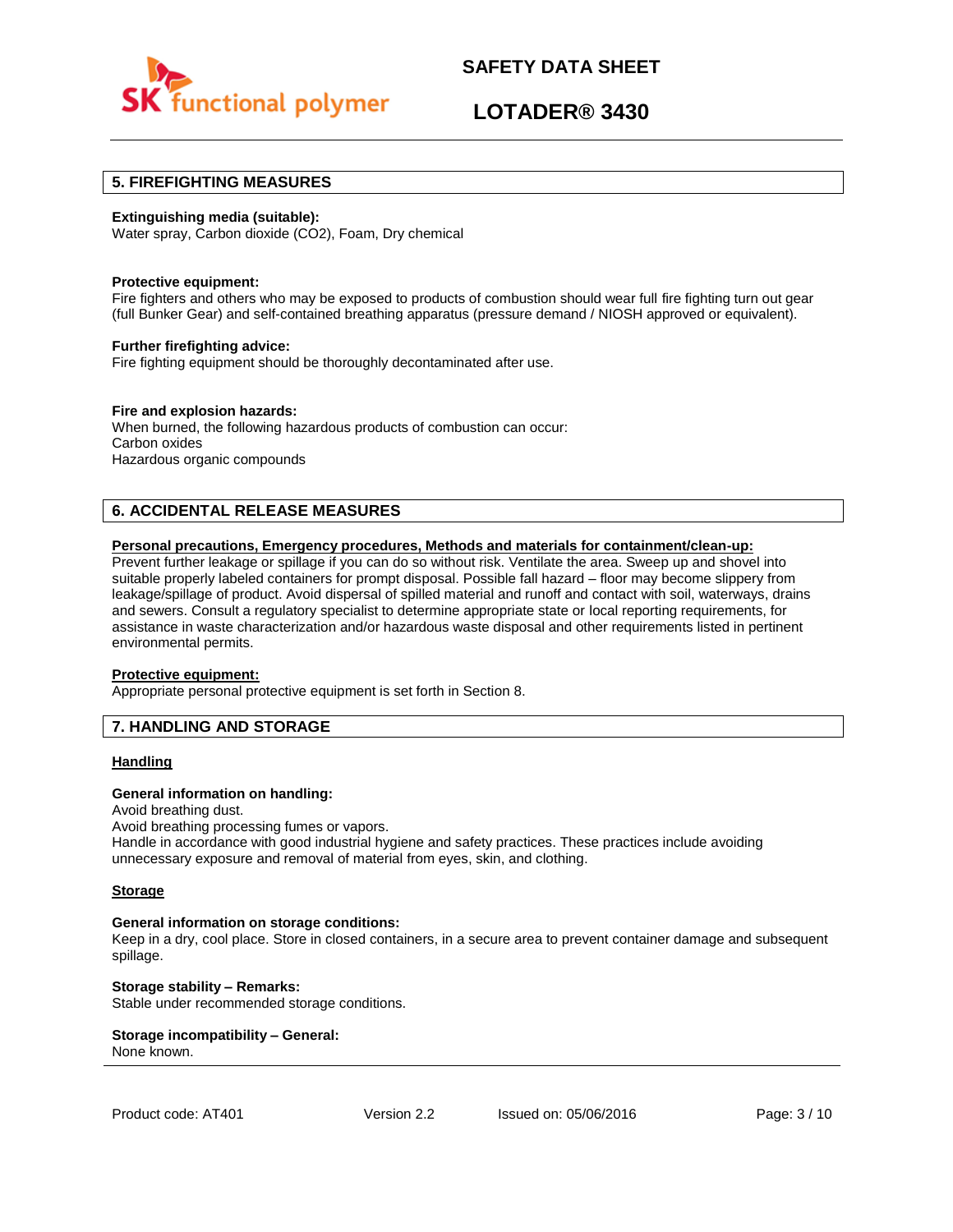## 5. FIREFIGHTING MEASURES

**Extinguishing media (suitable):**
Water spray, Carbon dioxide ($CO_2$), Foam, Dry chemical

**Protective equipment:**
Fire fighters and others who may be exposed to products of combustion should wear full fire fighting turn out gear (full Bunker Gear) and self-contained breathing apparatus (pressure demand / NIOSH approved or equivalent).

**Further firefighting advice:**
Fire fighting equipment should be thoroughly decontaminated after use.

**Fire and explosion hazards:**
When burned, the following hazardous products of combustion can occur:
Carbon oxides
Hazardous organic compounds

## 6. ACCIDENTAL RELEASE MEASURES

**Personal precautions, Emergency procedures, Methods and materials for containment/clean-up:**
Prevent further leakage or spillage if you can do so without risk. Ventilate the area. Sweep up and shovel into suitable properly labeled containers for prompt disposal. Possible fall hazard – floor may become slippery from leakage/spillage of product. Avoid dispersal of spilled material and runoff and contact with soil, waterways, drains and sewers. Consult a regulatory specialist to determine appropriate state or local reporting requirements, for assistance in waste characterization and/or hazardous waste disposal and other requirements listed in pertinent environmental permits.

**Protective equipment:**
Appropriate personal protective equipment is set forth in Section 8.

## 7. HANDLING AND STORAGE

### Handling

**General information on handling:**
Avoid breathing dust.
Avoid breathing processing fumes or vapors.
Handle in accordance with good industrial hygiene and safety practices. These practices include avoiding unnecessary exposure and removal of material from eyes, skin, and clothing.

### Storage

**General information on storage conditions:**
Keep in a dry, cool place. Store in closed containers, in a secure area to prevent container damage and subsequent spillage.

**Storage stability – Remarks:**
Stable under recommended storage conditions.

**Storage incompatibility – General:**
None known.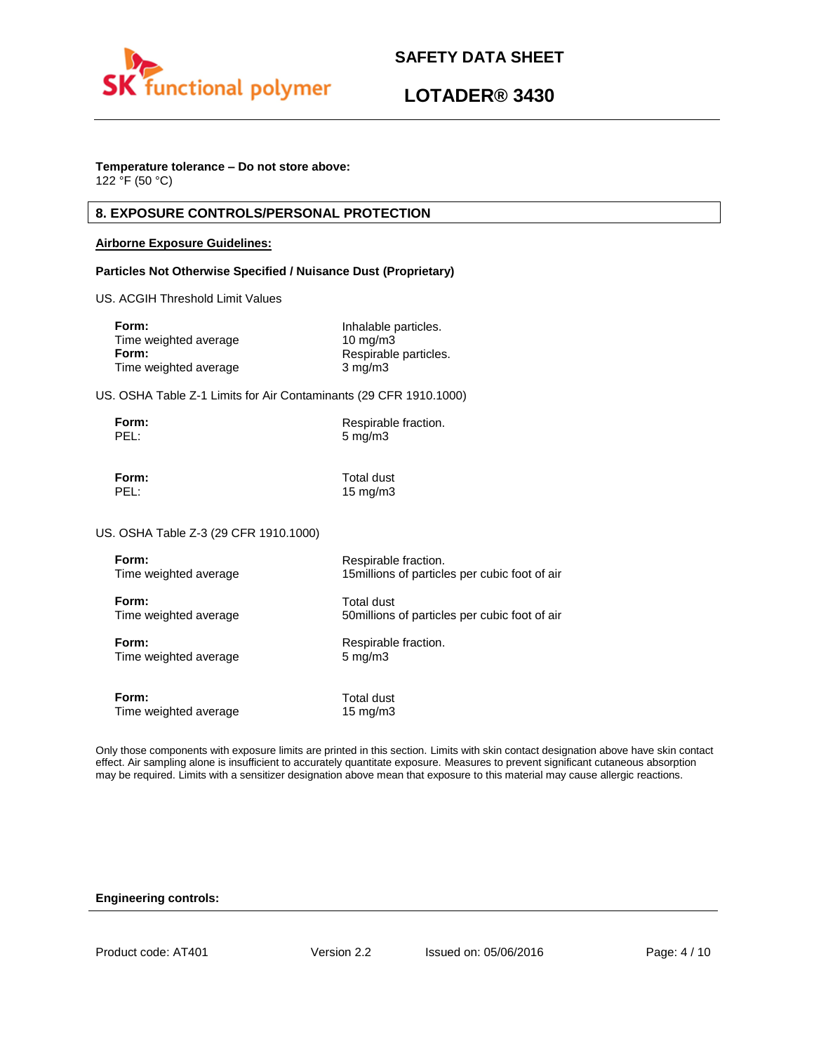**Temperature tolerance – Do not store above:**
122 °F (50 °C)

## 8. EXPOSURE CONTROLS/PERSONAL PROTECTION

**Airborne Exposure Guidelines:**

**Particles Not Otherwise Specified / Nuisance Dust (Proprietary)**

US. ACGIH Threshold Limit Values

**Form:** Inhalable particles.
Time weighted average 10 mg/m3
**Form:** Respirable particles.
Time weighted average 3 mg/m3

US. OSHA Table Z-1 Limits for Air Contaminants (29 CFR 1910.1000)

**Form:** Respirable fraction.
PEL: 5 mg/m3

**Form:** Total dust
PEL: 15 mg/m3

US. OSHA Table Z-3 (29 CFR 1910.1000)

**Form:** Respirable fraction.
Time weighted average 15millions of particles per cubic foot of air

**Form:** Total dust
Time weighted average 50millions of particles per cubic foot of air

**Form:** Respirable fraction.
Time weighted average 5 mg/m3

**Form:** Total dust
Time weighted average 15 mg/m3

Only those components with exposure limits are printed in this section. Limits with skin contact designation above have skin contact effect. Air sampling alone is insufficient to accurately quantitate exposure. Measures to prevent significant cutaneous absorption may be required. Limits with a sensitizer designation above mean that exposure to this material may cause allergic reactions.

**Engineering controls:**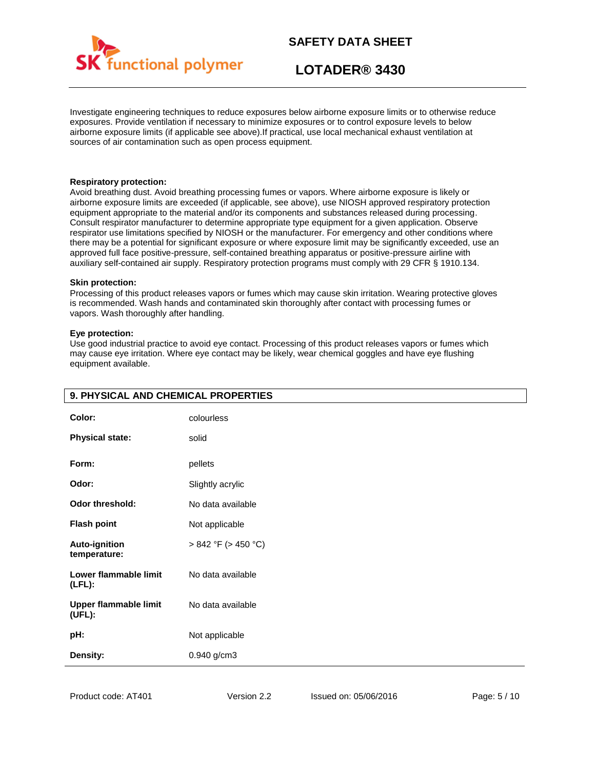Investigate engineering techniques to reduce exposures below airborne exposure limits or to otherwise reduce exposures. Provide ventilation if necessary to minimize exposures or to control exposure levels to below airborne exposure limits (if applicable see above).If practical, use local mechanical exhaust ventilation at sources of air contamination such as open process equipment.

**Respiratory protection:**
Avoid breathing dust. Avoid breathing processing fumes or vapors. Where airborne exposure is likely or airborne exposure limits are exceeded (if applicable, see above), use NIOSH approved respiratory protection equipment appropriate to the material and/or its components and substances released during processing. Consult respirator manufacturer to determine appropriate type equipment for a given application. Observe respirator use limitations specified by NIOSH or the manufacturer. For emergency and other conditions where there may be a potential for significant exposure or where exposure limit may be significantly exceeded, use an approved full face positive-pressure, self-contained breathing apparatus or positive-pressure airline with auxiliary self-contained air supply. Respiratory protection programs must comply with 29 CFR § 1910.134.

**Skin protection:**
Processing of this product releases vapors or fumes which may cause skin irritation. Wearing protective gloves is recommended. Wash hands and contaminated skin thoroughly after contact with processing fumes or vapors. Wash thoroughly after handling.

**Eye protection:**
Use good industrial practice to avoid eye contact. Processing of this product releases vapors or fumes which may cause eye irritation. Where eye contact may be likely, wear chemical goggles and have eye flushing equipment available.

## 9. PHYSICAL AND CHEMICAL PROPERTIES

| | |
|---|---|
| **Color:** | colourless |
| **Physical state:** | solid |
| **Form:** | pellets |
| **Odor:** | Slightly acrylic |
| **Odor threshold:** | No data available |
| **Flash point** | Not applicable |
| **Auto-ignition temperature:** | > 842 °F (> 450 °C) |
| **Lower flammable limit (LFL):** | No data available |
| **Upper flammable limit (UFL):** | No data available |
| **pH:** | Not applicable |
| **Density:** | 0.940 g/cm3 |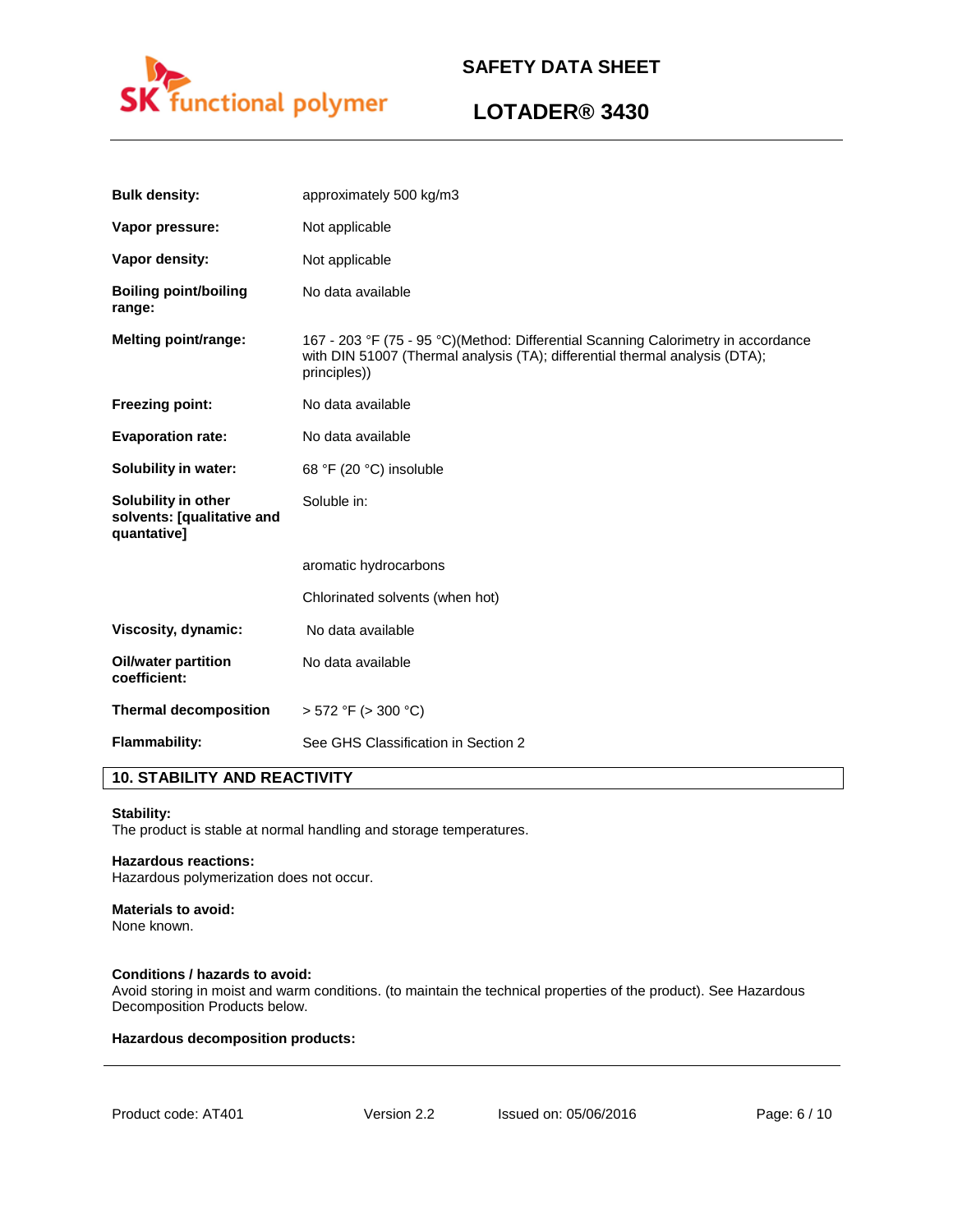| | |
|---|---|
| **Bulk density:** | approximately 500 kg/m3 |
| **Vapor pressure:** | Not applicable |
| **Vapor density:** | Not applicable |
| **Boiling point/boiling range:** | No data available |
| **Melting point/range:** | 167 - 203 °F (75 - 95 °C)(Method: Differential Scanning Calorimetry in accordance with DIN 51007 (Thermal analysis (TA); differential thermal analysis (DTA); principles)) |
| **Freezing point:** | No data available |
| **Evaporation rate:** | No data available |
| **Solubility in water:** | 68 °F (20 °C) insoluble |
| **Solubility in other solvents: [qualitative and quantative]** | Soluble in: |
| | aromatic hydrocarbons |
| | Chlorinated solvents (when hot) |
| **Viscosity, dynamic:** | No data available |
| **Oil/water partition coefficient:** | No data available |
| **Thermal decomposition** | > 572 °F (> 300 °C) |
| **Flammability:** | See GHS Classification in Section 2 |

## 10. STABILITY AND REACTIVITY

**Stability:**
The product is stable at normal handling and storage temperatures.

**Hazardous reactions:**
Hazardous polymerization does not occur.

**Materials to avoid:**
None known.

**Conditions / hazards to avoid:**
Avoid storing in moist and warm conditions. (to maintain the technical properties of the product). See Hazardous Decomposition Products below.

**Hazardous decomposition products:**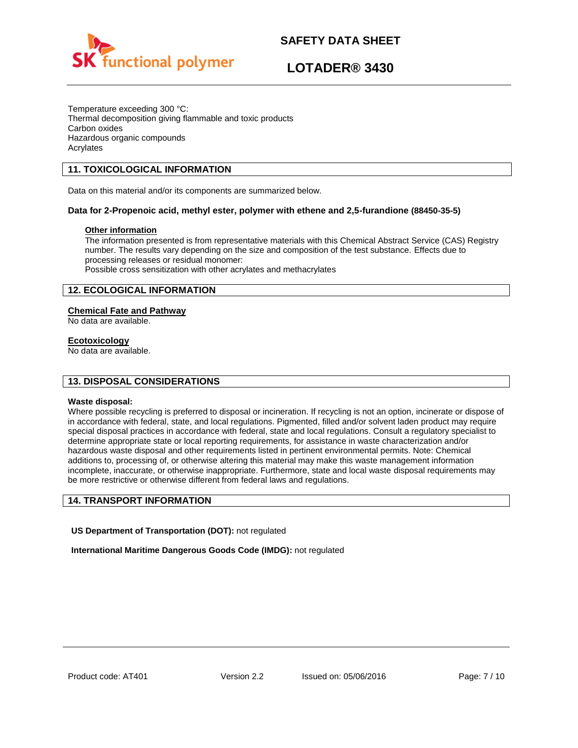Temperature exceeding 300 °C:
Thermal decomposition giving flammable and toxic products
Carbon oxides
Hazardous organic compounds
Acrylates

## 11. TOXICOLOGICAL INFORMATION

Data on this material and/or its components are summarized below.

**Data for 2-Propenoic acid, methyl ester, polymer with ethene and 2,5-furandione (88450-35-5)**

**Other information**

The information presented is from representative materials with this Chemical Abstract Service (CAS) Registry number. The results vary depending on the size and composition of the test substance. Effects due to processing releases or residual monomer:
Possible cross sensitization with other acrylates and methacrylates

## 12. ECOLOGICAL INFORMATION

**Chemical Fate and Pathway**

No data are available.

**Ecotoxicology**

No data are available.

## 13. DISPOSAL CONSIDERATIONS

**Waste disposal:**

Where possible recycling is preferred to disposal or incineration. If recycling is not an option, incinerate or dispose of in accordance with federal, state, and local regulations. Pigmented, filled and/or solvent laden product may require special disposal practices in accordance with federal, state and local regulations. Consult a regulatory specialist to determine appropriate state or local reporting requirements, for assistance in waste characterization and/or hazardous waste disposal and other requirements listed in pertinent environmental permits. Note: Chemical additions to, processing of, or otherwise altering this material may make this waste management information incomplete, inaccurate, or otherwise inappropriate. Furthermore, state and local waste disposal requirements may be more restrictive or otherwise different from federal laws and regulations.

## 14. TRANSPORT INFORMATION

**US Department of Transportation (DOT):** not regulated

**International Maritime Dangerous Goods Code (IMDG):** not regulated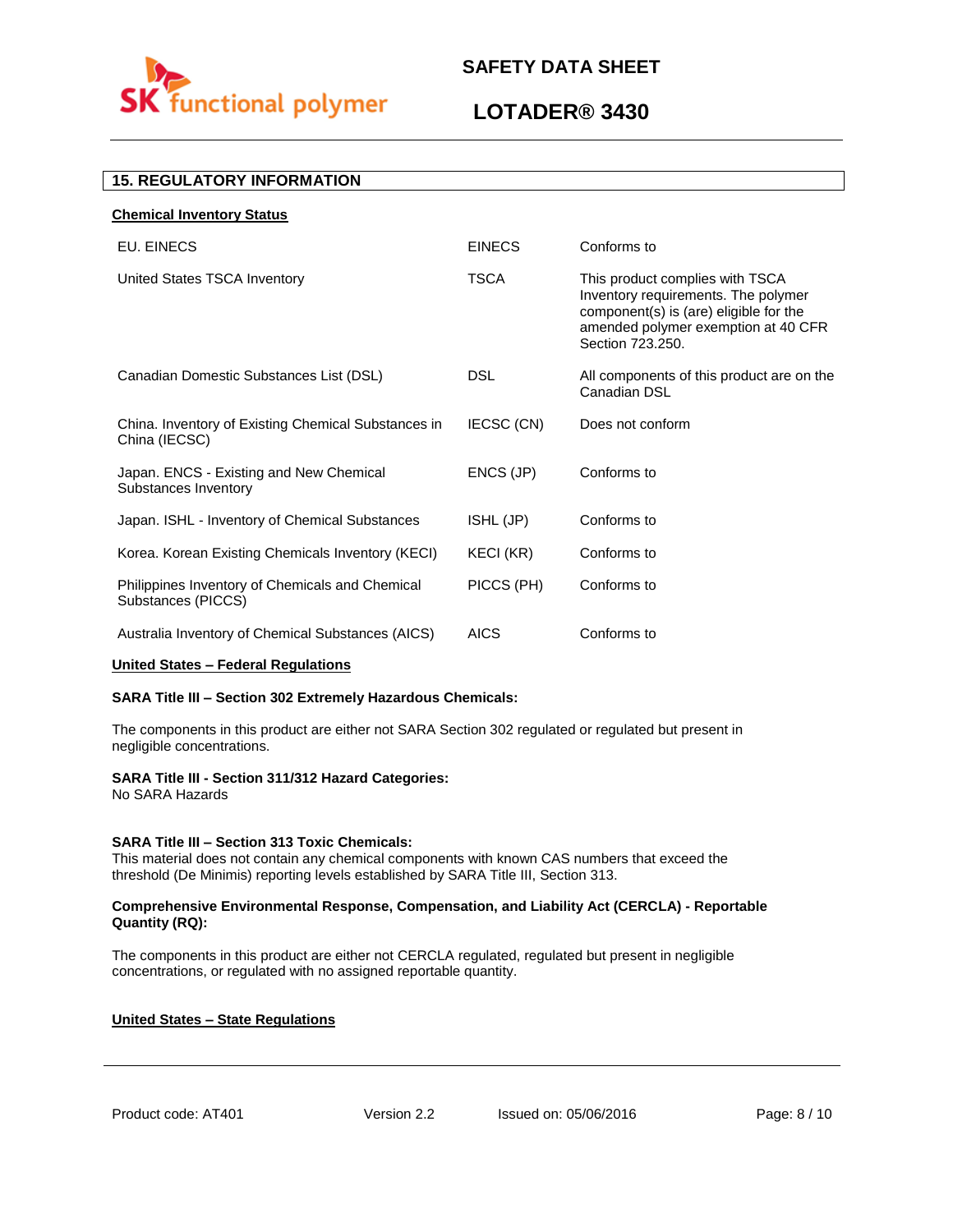## 15. REGULATORY INFORMATION

**Chemical Inventory Status**

| | | |
|---|---|---|
| EU. EINECS | EINECS | Conforms to |
| United States TSCA Inventory | TSCA | This product complies with TSCA Inventory requirements. The polymer component(s) is (are) eligible for the amended polymer exemption at 40 CFR Section 723.250. |
| Canadian Domestic Substances List (DSL) | DSL | All components of this product are on the Canadian DSL |
| China. Inventory of Existing Chemical Substances in China (IECSC) | IECSC (CN) | Does not conform |
| Japan. ENCS - Existing and New Chemical Substances Inventory | ENCS (JP) | Conforms to |
| Japan. ISHL - Inventory of Chemical Substances | ISHL (JP) | Conforms to |
| Korea. Korean Existing Chemicals Inventory (KECI) | KECI (KR) | Conforms to |
| Philippines Inventory of Chemicals and Chemical Substances (PICCS) | PICCS (PH) | Conforms to |
| Australia Inventory of Chemical Substances (AICS) | AICS | Conforms to |

**United States – Federal Regulations**

**SARA Title III – Section 302 Extremely Hazardous Chemicals:**

The components in this product are either not SARA Section 302 regulated or regulated but present in negligible concentrations.

**SARA Title III - Section 311/312 Hazard Categories:**
No SARA Hazards

**SARA Title III – Section 313 Toxic Chemicals:**
This material does not contain any chemical components with known CAS numbers that exceed the threshold (De Minimis) reporting levels established by SARA Title III, Section 313.

**Comprehensive Environmental Response, Compensation, and Liability Act (CERCLA) - Reportable Quantity (RQ):**

The components in this product are either not CERCLA regulated, regulated but present in negligible concentrations, or regulated with no assigned reportable quantity.

**United States – State Regulations**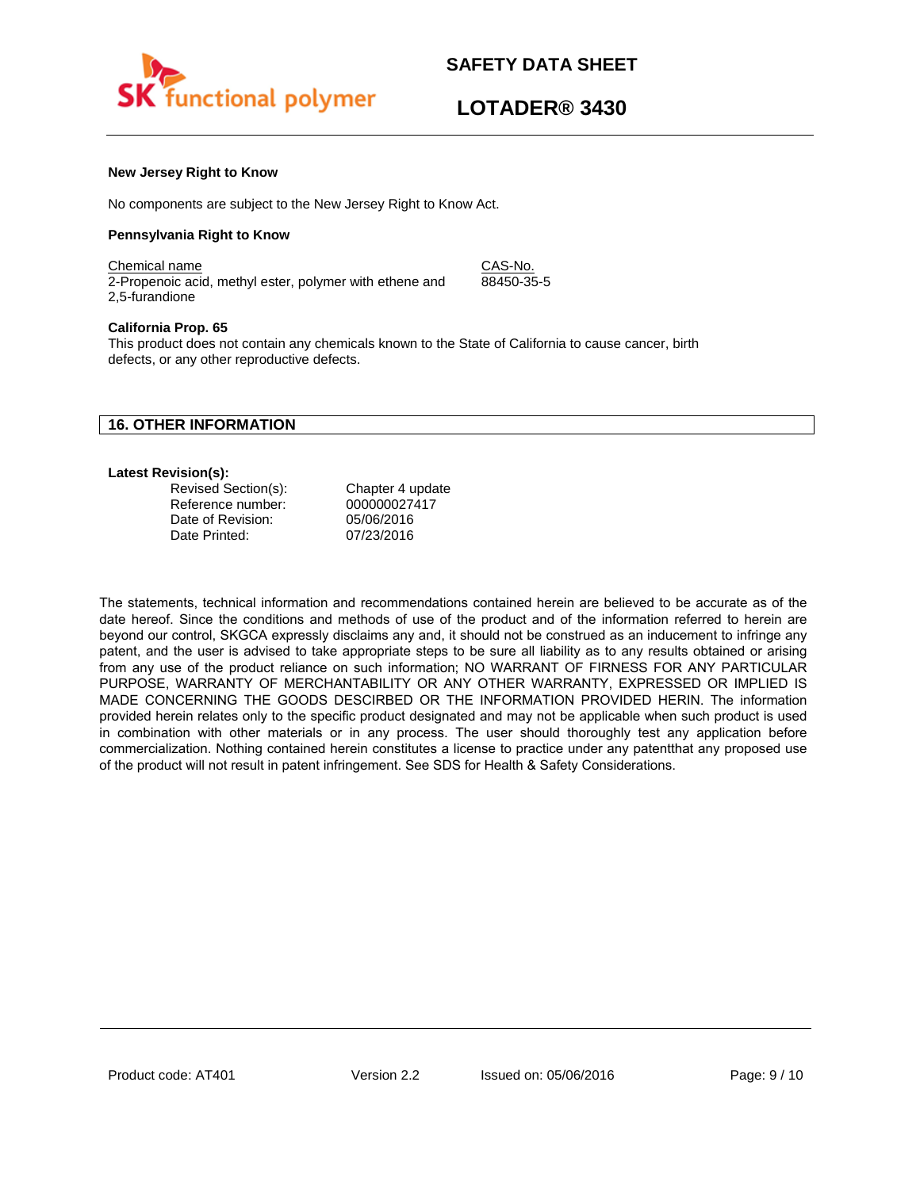**New Jersey Right to Know**

No components are subject to the New Jersey Right to Know Act.

**Pennsylvania Right to Know**

| Chemical name | CAS-No. |
| --- | --- |
| 2-Propenoic acid, methyl ester, polymer with ethene and 2,5-furandione | 88450-35-5 |

**California Prop. 65**

This product does not contain any chemicals known to the State of California to cause cancer, birth defects, or any other reproductive defects.

## 16. OTHER INFORMATION

**Latest Revision(s):**

| | |
| --- | --- |
| Revised Section(s): | Chapter 4 update |
| Reference number: | 000000027417 |
| Date of Revision: | 05/06/2016 |
| Date Printed: | 07/23/2016 |

The statements, technical information and recommendations contained herein are believed to be accurate as of the date hereof. Since the conditions and methods of use of the product and of the information referred to herein are beyond our control, SKGCA expressly disclaims any and, it should not be construed as an inducement to infringe any patent, and the user is advised to take appropriate steps to be sure all liability as to any results obtained or arising from any use of the product reliance on such information; NO WARRANT OF FIRNESS FOR ANY PARTICULAR PURPOSE, WARRANTY OF MERCHANTABILITY OR ANY OTHER WARRANTY, EXPRESSED OR IMPLIED IS MADE CONCERNING THE GOODS DESCRIBED OR THE INFORMATION PROVIDED HERIN. The information provided herein relates only to the specific product designated and may not be applicable when such product is used in combination with other materials or in any process. The user should thoroughly test any application before commercialization. Nothing contained herein constitutes a license to practice under any patentthat any proposed use of the product will not result in patent infringement. See SDS for Health & Safety Considerations.